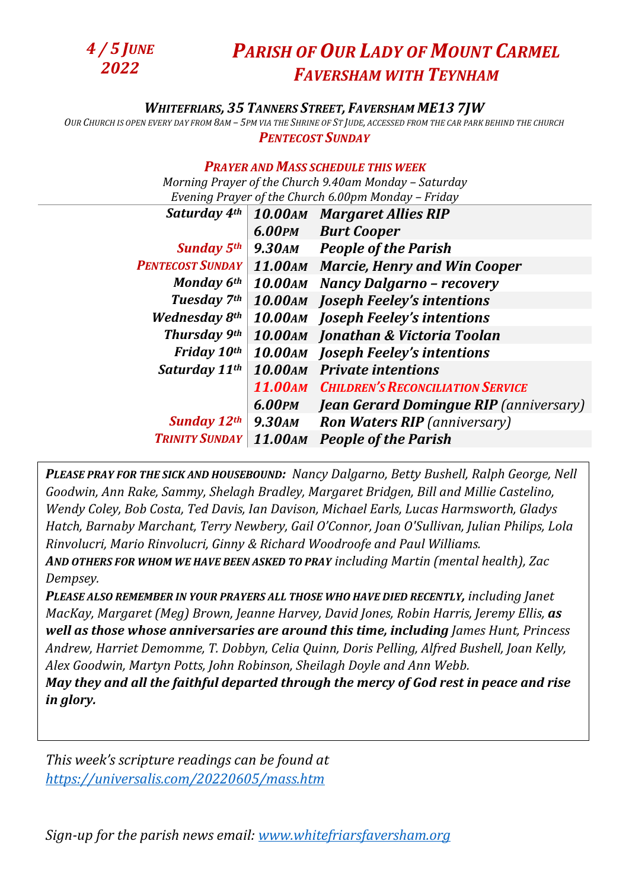*4 / 5 June 2022*

# *Parish of Our Lady of Mount Carmel Faversham with Teynham*

### *Whitefriars, 35 Tanners Street, Faversham ME13 7JW*

*Our Church is open every day from 8am – 5pm via the Shrine of St Jude, accessed from the car park behind the church*

***Pentecost Sunday***

### *Prayer and Mass schedule this week*

*Morning Prayer of the Church 9.40am Monday – Saturday*
*Evening Prayer of the Church 6.00pm Monday – Friday*

| | | |
|---|---|---|
| ***Saturday 4th*** | ***10.00am*** | ***Margaret Allies RIP*** |
| | ***6.00pm*** | ***Burt Cooper*** |
| ***Sunday 5th*** | ***9.30am*** | ***People of the Parish*** |
| ***Pentecost Sunday*** | ***11.00am*** | ***Marcie, Henry and Win Cooper*** |
| ***Monday 6th*** | ***10.00am*** | ***Nancy Dalgarno – recovery*** |
| ***Tuesday 7th*** | ***10.00am*** | ***Joseph Feeley's intentions*** |
| ***Wednesday 8th*** | ***10.00am*** | ***Joseph Feeley's intentions*** |
| ***Thursday 9th*** | ***10.00am*** | ***Jonathan & Victoria Toolan*** |
| ***Friday 10th*** | ***10.00am*** | ***Joseph Feeley's intentions*** |
| ***Saturday 11th*** | ***10.00am*** | ***Private intentions*** |
| | ***11.00am*** | ***Children's Reconciliation Service*** |
| | ***6.00pm*** | ***Jean Gerard Domingue RIP*** *(anniversary)* |
| ***Sunday 12th*** | ***9.30am*** | ***Ron Waters RIP*** *(anniversary)* |
| ***Trinity Sunday*** | ***11.00am*** | ***People of the Parish*** |

***Please pray for the sick and housebound:*** *Nancy Dalgarno, Betty Bushell, Ralph George, Nell Goodwin, Ann Rake, Sammy, Shelagh Bradley, Margaret Bridgen, Bill and Millie Castelino, Wendy Coley, Bob Costa, Ted Davis, Ian Davison, Michael Earls, Lucas Harmsworth, Gladys Hatch, Barnaby Marchant, Terry Newbery, Gail O'Connor, Joan O'Sullivan, Julian Philips, Lola Rinvolucri, Mario Rinvolucri, Ginny & Richard Woodroofe and Paul Williams.*
***And others for whom we have been asked to pray*** *including Martin (mental health), Zac Dempsey.*
***Please also remember in your prayers all those who have died recently,*** *including Janet MacKay, Margaret (Meg) Brown, Jeanne Harvey, David Jones, Robin Harris, Jeremy Ellis,* ***as well as those whose anniversaries are around this time, including*** *James Hunt, Princess Andrew, Harriet Demomme, T. Dobbyn, Celia Quinn, Doris Pelling, Alfred Bushell, Joan Kelly, Alex Goodwin, Martyn Potts, John Robinson, Sheilagh Doyle and Ann Webb.*
***May they and all the faithful departed through the mercy of God rest in peace and rise in glory.***

*This week's scripture readings can be found at [https://universalis.com/20220605/mass.htm](https://universalis.com/20220605/mass.htm)*

*Sign-up for the parish news email: [www.whitefriarsfaversham.org](www.whitefriarsfaversham.org)*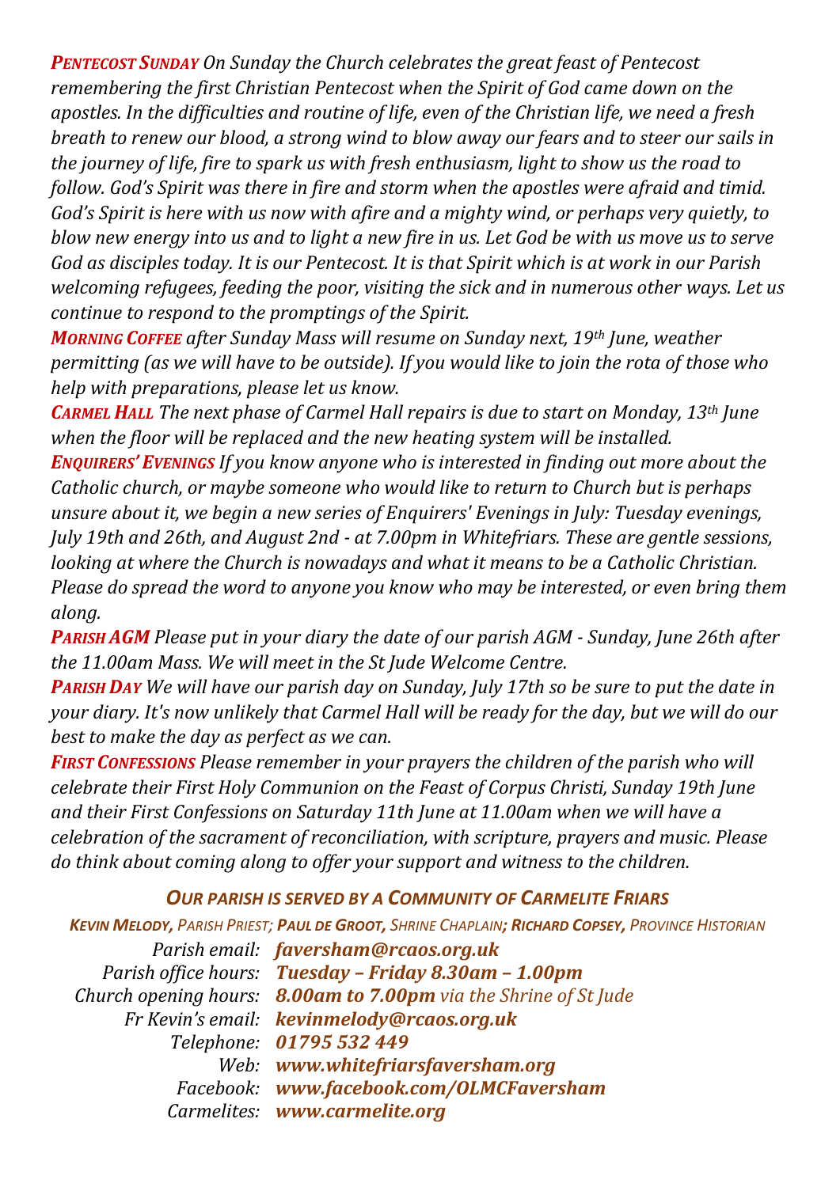***PENTECOST SUNDAY** On Sunday the Church celebrates the great feast of Pentecost remembering the first Christian Pentecost when the Spirit of God came down on the apostles. In the difficulties and routine of life, even of the Christian life, we need a fresh breath to renew our blood, a strong wind to blow away our fears and to steer our sails in the journey of life, fire to spark us with fresh enthusiasm, light to show us the road to follow. God's Spirit was there in fire and storm when the apostles were afraid and timid. God's Spirit is here with us now with afire and a mighty wind, or perhaps very quietly, to blow new energy into us and to light a new fire in us. Let God be with us move us to serve God as disciples today. It is our Pentecost. It is that Spirit which is at work in our Parish welcoming refugees, feeding the poor, visiting the sick and in numerous other ways. Let us continue to respond to the promptings of the Spirit.*

***MORNING COFFEE** after Sunday Mass will resume on Sunday next, 19th June, weather permitting (as we will have to be outside). If you would like to join the rota of those who help with preparations, please let us know.*

***CARMEL HALL** The next phase of Carmel Hall repairs is due to start on Monday, 13th June when the floor will be replaced and the new heating system will be installed.*

***ENQUIRERS' EVENINGS** If you know anyone who is interested in finding out more about the Catholic church, or maybe someone who would like to return to Church but is perhaps unsure about it, we begin a new series of Enquirers' Evenings in July: Tuesday evenings, July 19th and 26th, and August 2nd - at 7.00pm in Whitefriars. These are gentle sessions, looking at where the Church is nowadays and what it means to be a Catholic Christian. Please do spread the word to anyone you know who may be interested, or even bring them along.*

***PARISH AGM** Please put in your diary the date of our parish AGM - Sunday, June 26th after the 11.00am Mass. We will meet in the St Jude Welcome Centre.*

***PARISH DAY** We will have our parish day on Sunday, July 17th so be sure to put the date in your diary. It's now unlikely that Carmel Hall will be ready for the day, but we will do our best to make the day as perfect as we can.*

***FIRST CONFESSIONS** Please remember in your prayers the children of the parish who will celebrate their First Holy Communion on the Feast of Corpus Christi, Sunday 19th June and their First Confessions on Saturday 11th June at 11.00am when we will have a celebration of the sacrament of reconciliation, with scripture, prayers and music. Please do think about coming along to offer your support and witness to the children.*

***OUR PARISH IS SERVED BY A COMMUNITY OF CARMELITE FRIARS***

***KEVIN MELODY,** PARISH PRIEST; **PAUL DE GROOT,** SHRINE CHAPLAIN; **RICHARD COPSEY,** PROVINCE HISTORIAN*

*Parish email:* ***faversham@rcaos.org.uk***
*Parish office hours:* ***Tuesday – Friday 8.30am – 1.00pm***
*Church opening hours:* ***8.00am to 7.00pm** via the Shrine of St Jude*
*Fr Kevin's email:* ***kevinmelody@rcaos.org.uk***
*Telephone:* ***01795 532 449***
*Web:* ***www.whitefriarsfaversham.org***
*Facebook:* ***www.facebook.com/OLMCFaversham***
*Carmelites:* ***www.carmelite.org***